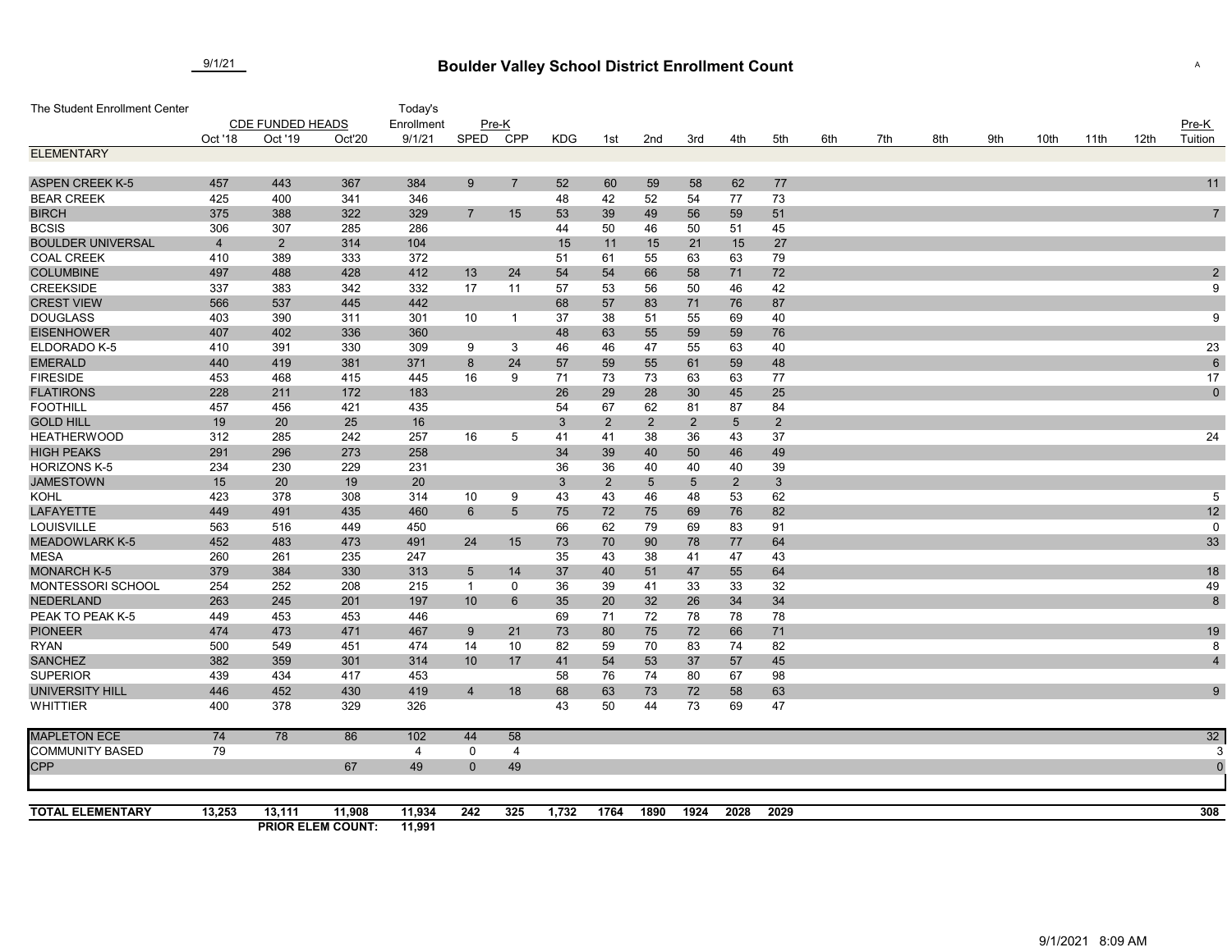9/1/21

# Boulder Valley School District Enrollment Count

The Student Enrollment Center

| | CDE FUNDED HEADS | | | Today's Enrollment | Pre-K | | | | | | | | | | | | | | | | Pre-K |
|---|---|---|---|---|---|---|---|---|---|---|---|---|---|---|---|---|---|---|---|---|---|
| | Oct '18 | Oct '19 | Oct'20 | 9/1/21 | SPED | CPP | KDG | 1st | 2nd | 3rd | 4th | 5th | 6th | 7th | 8th | 9th | 10th | 11th | 12th | Tuition |
| **ELEMENTARY** | | | | | | | | | | | | | | | | | | | | |
| ASPEN CREEK K-5 | 457 | 443 | 367 | 384 | 9 | 7 | 52 | 60 | 59 | 58 | 62 | 77 | | | | | | | | 11 |
| BEAR CREEK | 425 | 400 | 341 | 346 | | | 48 | 42 | 52 | 54 | 77 | 73 | | | | | | | | |
| BIRCH | 375 | 388 | 322 | 329 | 7 | 15 | 53 | 39 | 49 | 56 | 59 | 51 | | | | | | | | 7 |
| BCSIS | 306 | 307 | 285 | 286 | | | 44 | 50 | 46 | 50 | 51 | 45 | | | | | | | | |
| BOULDER UNIVERSAL | 4 | 2 | 314 | 104 | | | 15 | 11 | 15 | 21 | 15 | 27 | | | | | | | | |
| COAL CREEK | 410 | 389 | 333 | 372 | | | 51 | 61 | 55 | 63 | 63 | 79 | | | | | | | | |
| COLUMBINE | 497 | 488 | 428 | 412 | 13 | 24 | 54 | 54 | 66 | 58 | 71 | 72 | | | | | | | | 2 |
| CREEKSIDE | 337 | 383 | 342 | 332 | 17 | 11 | 57 | 53 | 56 | 50 | 46 | 42 | | | | | | | | 9 |
| CREST VIEW | 566 | 537 | 445 | 442 | | | 68 | 57 | 83 | 71 | 76 | 87 | | | | | | | | |
| DOUGLASS | 403 | 390 | 311 | 301 | 10 | 1 | 37 | 38 | 51 | 55 | 69 | 40 | | | | | | | | 9 |
| EISENHOWER | 407 | 402 | 336 | 360 | | | 48 | 63 | 55 | 59 | 59 | 76 | | | | | | | | |
| ELDORADO K-5 | 410 | 391 | 330 | 309 | 9 | 3 | 46 | 46 | 47 | 55 | 63 | 40 | | | | | | | | 23 |
| EMERALD | 440 | 419 | 381 | 371 | 8 | 24 | 57 | 59 | 55 | 61 | 59 | 48 | | | | | | | | 6 |
| FIRESIDE | 453 | 468 | 415 | 445 | 16 | 9 | 71 | 73 | 73 | 63 | 63 | 77 | | | | | | | | 17 |
| FLATIRONS | 228 | 211 | 172 | 183 | | | 26 | 29 | 28 | 30 | 45 | 25 | | | | | | | | 0 |
| FOOTHILL | 457 | 456 | 421 | 435 | | | 54 | 67 | 62 | 81 | 87 | 84 | | | | | | | | |
| GOLD HILL | 19 | 20 | 25 | 16 | | | 3 | 2 | 2 | 2 | 5 | 2 | | | | | | | | |
| HEATHERWOOD | 312 | 285 | 242 | 257 | 16 | 5 | 41 | 41 | 38 | 36 | 43 | 37 | | | | | | | | 24 |
| HIGH PEAKS | 291 | 296 | 273 | 258 | | | 34 | 39 | 40 | 50 | 46 | 49 | | | | | | | | |
| HORIZONS K-5 | 234 | 230 | 229 | 231 | | | 36 | 36 | 40 | 40 | 40 | 39 | | | | | | | | |
| JAMESTOWN | 15 | 20 | 19 | 20 | | | 3 | 2 | 5 | 5 | 2 | 3 | | | | | | | | |
| KOHL | 423 | 378 | 308 | 314 | 10 | 9 | 43 | 43 | 46 | 48 | 53 | 62 | | | | | | | | 5 |
| LAFAYETTE | 449 | 491 | 435 | 460 | 6 | 5 | 75 | 72 | 75 | 69 | 76 | 82 | | | | | | | | 12 |
| LOUISVILLE | 563 | 516 | 449 | 450 | | | 66 | 62 | 79 | 69 | 83 | 91 | | | | | | | | 0 |
| MEADOWLARK K-5 | 452 | 483 | 473 | 491 | 24 | 15 | 73 | 70 | 90 | 78 | 77 | 64 | | | | | | | | 33 |
| MESA | 260 | 261 | 235 | 247 | | | 35 | 43 | 38 | 41 | 47 | 43 | | | | | | | | |
| MONARCH K-5 | 379 | 384 | 330 | 313 | 5 | 14 | 37 | 40 | 51 | 47 | 55 | 64 | | | | | | | | 18 |
| MONTESSORI SCHOOL | 254 | 252 | 208 | 215 | 1 | 0 | 36 | 39 | 41 | 33 | 33 | 32 | | | | | | | | 49 |
| NEDERLAND | 263 | 245 | 201 | 197 | 10 | 6 | 35 | 20 | 32 | 26 | 34 | 34 | | | | | | | | 8 |
| PEAK TO PEAK K-5 | 449 | 453 | 453 | 446 | | | 69 | 71 | 72 | 78 | 78 | 78 | | | | | | | | |
| PIONEER | 474 | 473 | 471 | 467 | 9 | 21 | 73 | 80 | 75 | 72 | 66 | 71 | | | | | | | | 19 |
| RYAN | 500 | 549 | 451 | 474 | 14 | 10 | 82 | 59 | 70 | 83 | 74 | 82 | | | | | | | | 8 |
| SANCHEZ | 382 | 359 | 301 | 314 | 10 | 17 | 41 | 54 | 53 | 37 | 57 | 45 | | | | | | | | 4 |
| SUPERIOR | 439 | 434 | 417 | 453 | | | 58 | 76 | 74 | 80 | 67 | 98 | | | | | | | | |
| UNIVERSITY HILL | 446 | 452 | 430 | 419 | 4 | 18 | 68 | 63 | 73 | 72 | 58 | 63 | | | | | | | | 9 |
| WHITTIER | 400 | 378 | 329 | 326 | | | 43 | 50 | 44 | 73 | 69 | 47 | | | | | | | | |
| MAPLETON ECE | 74 | 78 | 86 | 102 | 44 | 58 | | | | | | | | | | | | | | 32 |
| COMMUNITY BASED | 79 | | | 4 | 0 | 4 | | | | | | | | | | | | | | 3 |
| CPP | | | 67 | 49 | 0 | 49 | | | | | | | | | | | | | | 0 |
| **TOTAL ELEMENTARY** | **13,253** | **13,111** | **11,908** | **11,934** | **242** | **325** | **1,732** | **1764** | **1890** | **1924** | **2028** | **2029** | | | | | | | | **308** |
| | | **PRIOR ELEM COUNT:** | | **11,991** | | | | | | | | | | | | | | | | |

9/1/2021 8:09 AM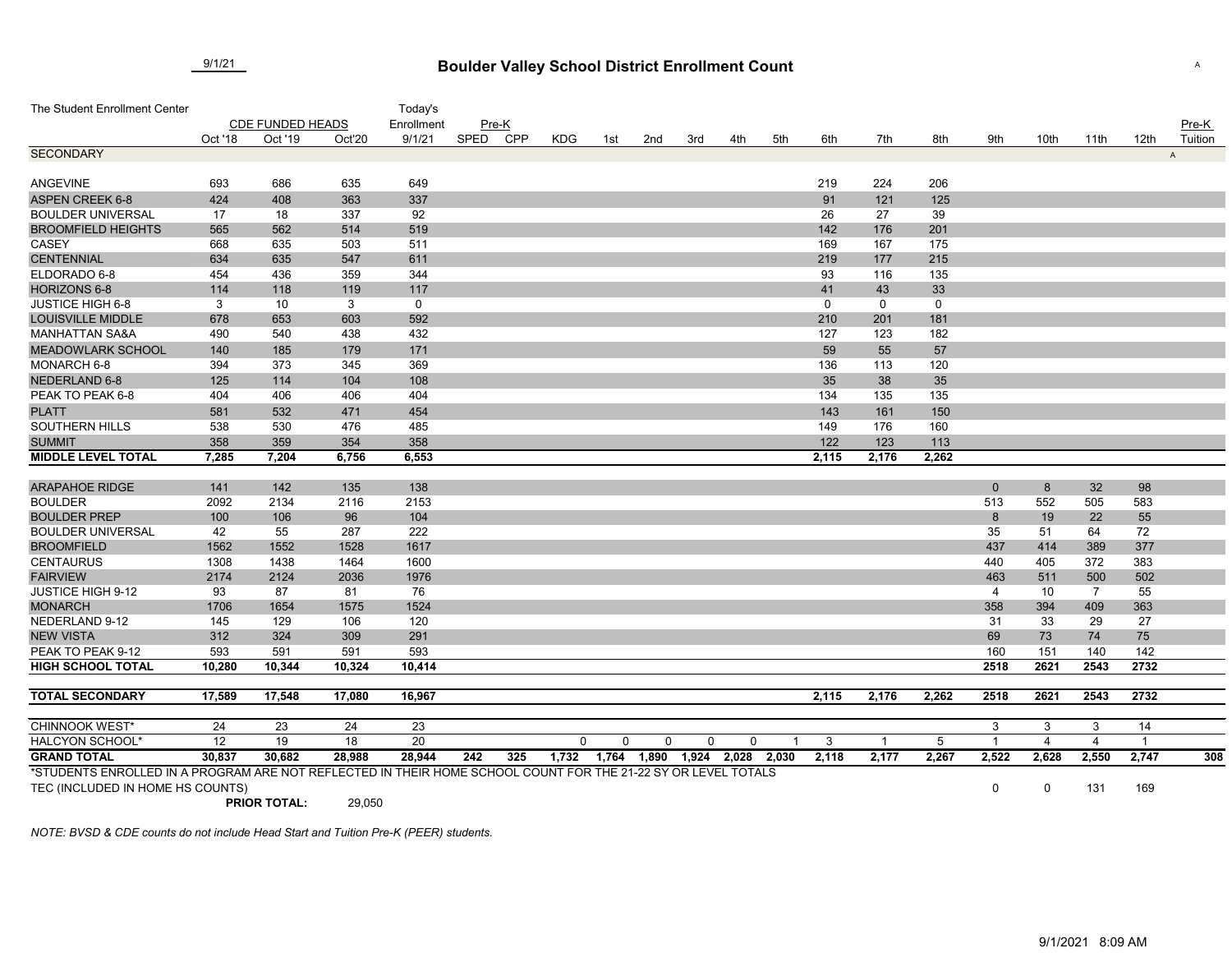9/1/21

# Boulder Valley School District Enrollment Count

| The Student Enrollment Center | CDE FUNDED HEADS | | | Today's Enrollment | Pre-K | | | | | | | | | | | | | | | Pre-K |
|---|---|---|---|---|---|---|---|---|---|---|---|---|---|---|---|---|---|---|---|---|
| | Oct '18 | Oct '19 | Oct'20 | 9/1/21 | SPED | CPP | KDG | 1st | 2nd | 3rd | 4th | 5th | 6th | 7th | 8th | 9th | 10th | 11th | 12th | Tuition |
| **SECONDARY** | | | | | | | | | | | | | | | | | | | | |
| ANGEVINE | 693 | 686 | 635 | 649 | | | | | | | | | 219 | 224 | 206 | | | | | |
| ASPEN CREEK 6-8 | 424 | 408 | 363 | 337 | | | | | | | | | 91 | 121 | 125 | | | | | |
| BOULDER UNIVERSAL | 17 | 18 | 337 | 92 | | | | | | | | | 26 | 27 | 39 | | | | | |
| BROOMFIELD HEIGHTS | 565 | 562 | 514 | 519 | | | | | | | | | 142 | 176 | 201 | | | | | |
| CASEY | 668 | 635 | 503 | 511 | | | | | | | | | 169 | 167 | 175 | | | | | |
| CENTENNIAL | 634 | 635 | 547 | 611 | | | | | | | | | 219 | 177 | 215 | | | | | |
| ELDORADO 6-8 | 454 | 436 | 359 | 344 | | | | | | | | | 93 | 116 | 135 | | | | | |
| HORIZONS 6-8 | 114 | 118 | 119 | 117 | | | | | | | | | 41 | 43 | 33 | | | | | |
| JUSTICE HIGH 6-8 | 3 | 10 | 3 | 0 | | | | | | | | | 0 | 0 | 0 | | | | | |
| LOUISVILLE MIDDLE | 678 | 653 | 603 | 592 | | | | | | | | | 210 | 201 | 181 | | | | | |
| MANHATTAN SA&A | 490 | 540 | 438 | 432 | | | | | | | | | 127 | 123 | 182 | | | | | |
| MEADOWLARK SCHOOL | 140 | 185 | 179 | 171 | | | | | | | | | 59 | 55 | 57 | | | | | |
| MONARCH 6-8 | 394 | 373 | 345 | 369 | | | | | | | | | 136 | 113 | 120 | | | | | |
| NEDERLAND 6-8 | 125 | 114 | 104 | 108 | | | | | | | | | 35 | 38 | 35 | | | | | |
| PEAK TO PEAK 6-8 | 404 | 406 | 406 | 404 | | | | | | | | | 134 | 135 | 135 | | | | | |
| PLATT | 581 | 532 | 471 | 454 | | | | | | | | | 143 | 161 | 150 | | | | | |
| SOUTHERN HILLS | 538 | 530 | 476 | 485 | | | | | | | | | 149 | 176 | 160 | | | | | |
| SUMMIT | 358 | 359 | 354 | 358 | | | | | | | | | 122 | 123 | 113 | | | | | |
| **MIDDLE LEVEL TOTAL** | **7,285** | **7,204** | **6,756** | **6,553** | | | | | | | | | **2,115** | **2,176** | **2,262** | | | | | |
| ARAPAHOE RIDGE | 141 | 142 | 135 | 138 | | | | | | | | | | | | 0 | 8 | 32 | 98 | |
| BOULDER | 2092 | 2134 | 2116 | 2153 | | | | | | | | | | | | 513 | 552 | 505 | 583 | |
| BOULDER PREP | 100 | 106 | 96 | 104 | | | | | | | | | | | | 8 | 19 | 22 | 55 | |
| BOULDER UNIVERSAL | 42 | 55 | 287 | 222 | | | | | | | | | | | | 35 | 51 | 64 | 72 | |
| BROOMFIELD | 1562 | 1552 | 1528 | 1617 | | | | | | | | | | | | 437 | 414 | 389 | 377 | |
| CENTAURUS | 1308 | 1438 | 1464 | 1600 | | | | | | | | | | | | 440 | 405 | 372 | 383 | |
| FAIRVIEW | 2174 | 2124 | 2036 | 1976 | | | | | | | | | | | | 463 | 511 | 500 | 502 | |
| JUSTICE HIGH 9-12 | 93 | 87 | 81 | 76 | | | | | | | | | | | | 4 | 10 | 7 | 55 | |
| MONARCH | 1706 | 1654 | 1575 | 1524 | | | | | | | | | | | | 358 | 394 | 409 | 363 | |
| NEDERLAND 9-12 | 145 | 129 | 106 | 120 | | | | | | | | | | | | 31 | 33 | 29 | 27 | |
| NEW VISTA | 312 | 324 | 309 | 291 | | | | | | | | | | | | 69 | 73 | 74 | 75 | |
| PEAK TO PEAK 9-12 | 593 | 591 | 591 | 593 | | | | | | | | | | | | 160 | 151 | 140 | 142 | |
| **HIGH SCHOOL TOTAL** | **10,280** | **10,344** | **10,324** | **10,414** | | | | | | | | | | | | **2518** | **2621** | **2543** | **2732** | |
| **TOTAL SECONDARY** | **17,589** | **17,548** | **17,080** | **16,967** | | | | | | | | | **2,115** | **2,176** | **2,262** | **2518** | **2621** | **2543** | **2732** | |
| CHINNOOK WEST* | 24 | 23 | 24 | 23 | | | | | | | | | | | | 3 | 3 | 3 | 14 | |
| HALCYON SCHOOL* | 12 | 19 | 18 | 20 | | | 0 | 0 | 0 | 0 | 0 | 1 | 3 | 1 | 5 | 1 | 4 | 4 | 1 | |
| **GRAND TOTAL** | **30,837** | **30,682** | **28,988** | **28,944** | **242** | **325** | **1,732** | **1,764** | **1,890** | **1,924** | **2,028** | **2,030** | **2,118** | **2,177** | **2,267** | **2,522** | **2,628** | **2,550** | **2,747** | **308** |
| TEC (INCLUDED IN HOME HS COUNTS) | | | | | | | | | | | | | | | | 0 | 0 | 131 | 169 | |
| **PRIOR TOTAL:** | | | 29,050 | | | | | | | | | | | | | | | | | |

*STUDENTS ENROLLED IN A PROGRAM ARE NOT REFLECTED IN THEIR HOME SCHOOL COUNT FOR THE 21-22 SY OR LEVEL TOTALS

*NOTE: BVSD & CDE counts do not include Head Start and Tuition Pre-K (PEER) students.*